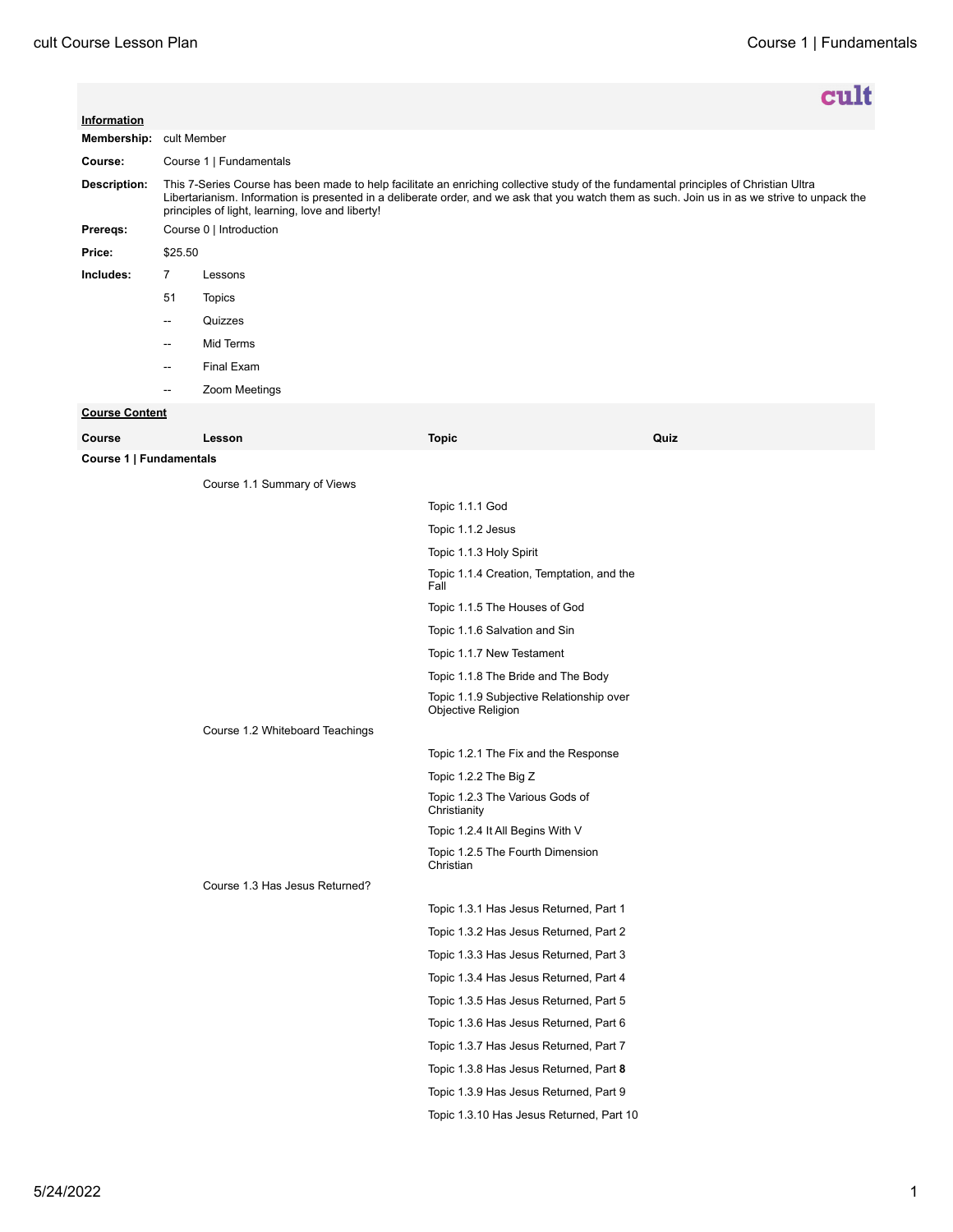cult

**Information**

| | | |
|---|---|---|
| **Membership:** | cult Member | |
| **Course:** | Course 1 \| Fundamentals | |
| **Description:** | This 7-Series Course has been made to help facilitate an enriching collective study of the fundamental principles of Christian Ultra Libertarianism. Information is presented in a deliberate order, and we ask that you watch them as such. Join us in as we strive to unpack the principles of light, learning, love and liberty! | |
| **Prereqs:** | Course 0 \| Introduction | |
| **Price:** | $25.50 | |
| **Includes:** | 7 | Lessons |
| | 51 | Topics |
| | -- | Quizzes |
| | -- | Mid Terms |
| | -- | Final Exam |
| | -- | Zoom Meetings |

**Course Content**

| Course | Lesson | Topic | Quiz |
|---|---|---|---|
| **Course 1 \| Fundamentals** | | | |
| | Course 1.1 Summary of Views | | |
| | | Topic 1.1.1 God | |
| | | Topic 1.1.2 Jesus | |
| | | Topic 1.1.3 Holy Spirit | |
| | | Topic 1.1.4 Creation, Temptation, and the Fall | |
| | | Topic 1.1.5 The Houses of God | |
| | | Topic 1.1.6 Salvation and Sin | |
| | | Topic 1.1.7 New Testament | |
| | | Topic 1.1.8 The Bride and The Body | |
| | | Topic 1.1.9 Subjective Relationship over Objective Religion | |
| | Course 1.2 Whiteboard Teachings | | |
| | | Topic 1.2.1 The Fix and the Response | |
| | | Topic 1.2.2 The Big Z | |
| | | Topic 1.2.3 The Various Gods of Christianity | |
| | | Topic 1.2.4 It All Begins With V | |
| | | Topic 1.2.5 The Fourth Dimension Christian | |
| | Course 1.3 Has Jesus Returned? | | |
| | | Topic 1.3.1 Has Jesus Returned, Part 1 | |
| | | Topic 1.3.2 Has Jesus Returned, Part 2 | |
| | | Topic 1.3.3 Has Jesus Returned, Part 3 | |
| | | Topic 1.3.4 Has Jesus Returned, Part 4 | |
| | | Topic 1.3.5 Has Jesus Returned, Part 5 | |
| | | Topic 1.3.6 Has Jesus Returned, Part 6 | |
| | | Topic 1.3.7 Has Jesus Returned, Part 7 | |
| | | Topic 1.3.8 Has Jesus Returned, Part **8** | |
| | | Topic 1.3.9 Has Jesus Returned, Part 9 | |
| | | Topic 1.3.10 Has Jesus Returned, Part 10 | |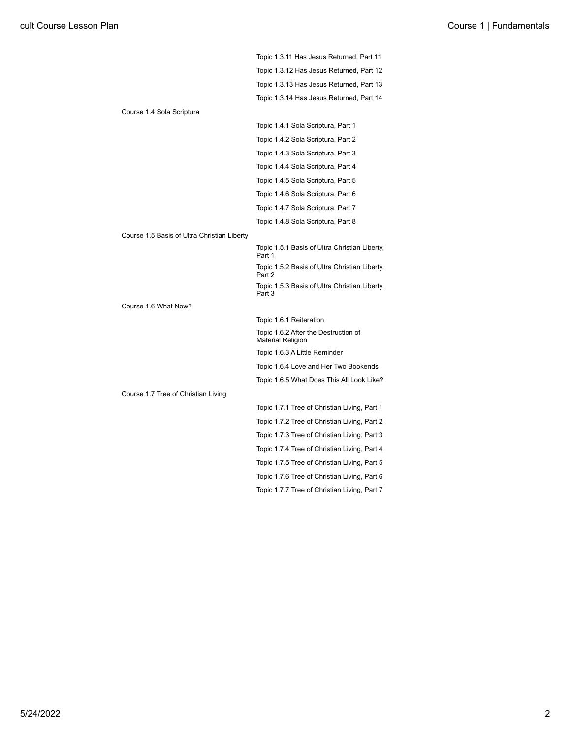| | |
|---|---|
| | Topic 1.3.11 Has Jesus Returned, Part 11 |
| | Topic 1.3.12 Has Jesus Returned, Part 12 |
| | Topic 1.3.13 Has Jesus Returned, Part 13 |
| | Topic 1.3.14 Has Jesus Returned, Part 14 |
| Course 1.4 Sola Scriptura | |
| | Topic 1.4.1 Sola Scriptura, Part 1 |
| | Topic 1.4.2 Sola Scriptura, Part 2 |
| | Topic 1.4.3 Sola Scriptura, Part 3 |
| | Topic 1.4.4 Sola Scriptura, Part 4 |
| | Topic 1.4.5 Sola Scriptura, Part 5 |
| | Topic 1.4.6 Sola Scriptura, Part 6 |
| | Topic 1.4.7 Sola Scriptura, Part 7 |
| | Topic 1.4.8 Sola Scriptura, Part 8 |
| Course 1.5 Basis of Ultra Christian Liberty | |
| | Topic 1.5.1 Basis of Ultra Christian Liberty, Part 1 |
| | Topic 1.5.2 Basis of Ultra Christian Liberty, Part 2 |
| | Topic 1.5.3 Basis of Ultra Christian Liberty, Part 3 |
| Course 1.6 What Now? | |
| | Topic 1.6.1 Reiteration |
| | Topic 1.6.2 After the Destruction of Material Religion |
| | Topic 1.6.3 A Little Reminder |
| | Topic 1.6.4 Love and Her Two Bookends |
| | Topic 1.6.5 What Does This All Look Like? |
| Course 1.7 Tree of Christian Living | |
| | Topic 1.7.1 Tree of Christian Living, Part 1 |
| | Topic 1.7.2 Tree of Christian Living, Part 2 |
| | Topic 1.7.3 Tree of Christian Living, Part 3 |
| | Topic 1.7.4 Tree of Christian Living, Part 4 |
| | Topic 1.7.5 Tree of Christian Living, Part 5 |
| | Topic 1.7.6 Tree of Christian Living, Part 6 |
| | Topic 1.7.7 Tree of Christian Living, Part 7 |